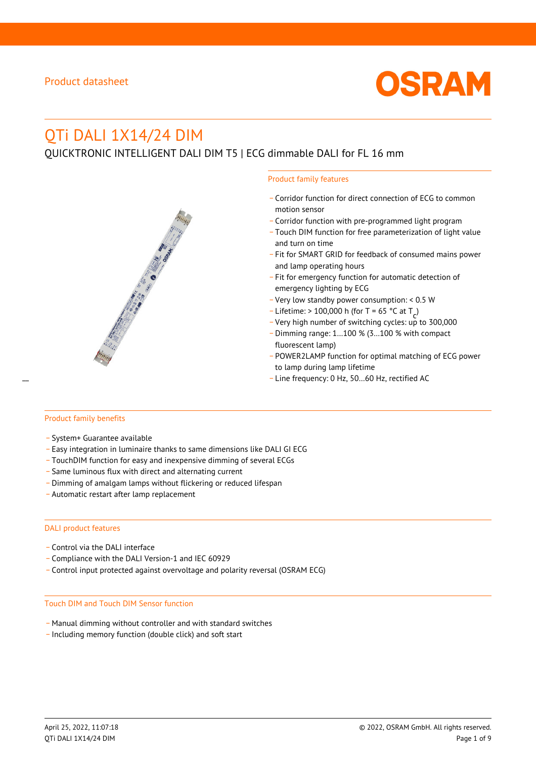Product datasheet

# QTi DALI 1X14/24 DIM

QUICKTRONIC INTELLIGENT DALI DIM T5 | ECG dimmable DALI for FL 16 mm

## Product family features

- Corridor function for direct connection of ECG to common motion sensor
- Corridor function with pre-programmed light program
- Touch DIM function for free parameterization of light value and turn on time
- Fit for SMART GRID for feedback of consumed mains power and lamp operating hours
- Fit for emergency function for automatic detection of emergency lighting by ECG
- Very low standby power consumption: < 0.5 W
- Lifetime: > 100,000 h (for T = 65 °C at $T_c$)
- Very high number of switching cycles: up to 300,000
- Dimming range: 1…100 % (3…100 % with compact fluorescent lamp)
- POWER2LAMP function for optimal matching of ECG power to lamp during lamp lifetime
- Line frequency: 0 Hz, 50…60 Hz, rectified AC

## Product family benefits

- System+ Guarantee available
- Easy integration in luminaire thanks to same dimensions like DALI GI ECG
- TouchDIM function for easy and inexpensive dimming of several ECGs
- Same luminous flux with direct and alternating current
- Dimming of amalgam lamps without flickering or reduced lifespan
- Automatic restart after lamp replacement

## DALI product features

- Control via the DALI interface
- Compliance with the DALI Version-1 and IEC 60929
- Control input protected against overvoltage and polarity reversal (OSRAM ECG)

## Touch DIM and Touch DIM Sensor function

- Manual dimming without controller and with standard switches
- Including memory function (double click) and soft start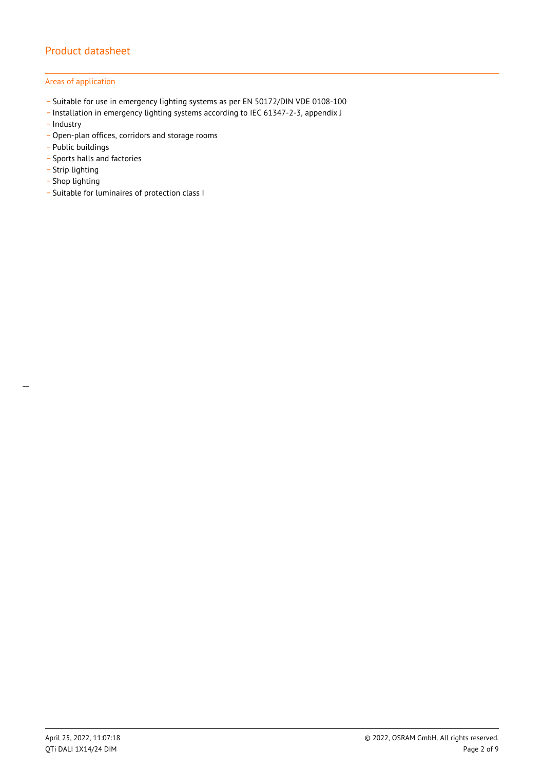### Areas of application

- Suitable for use in emergency lighting systems as per EN 50172/DIN VDE 0108-100
- Installation in emergency lighting systems according to IEC 61347-2-3, appendix J
- Industry
- Open-plan offices, corridors and storage rooms
- Public buildings
- Sports halls and factories
- Strip lighting
- Shop lighting
- Suitable for luminaires of protection class I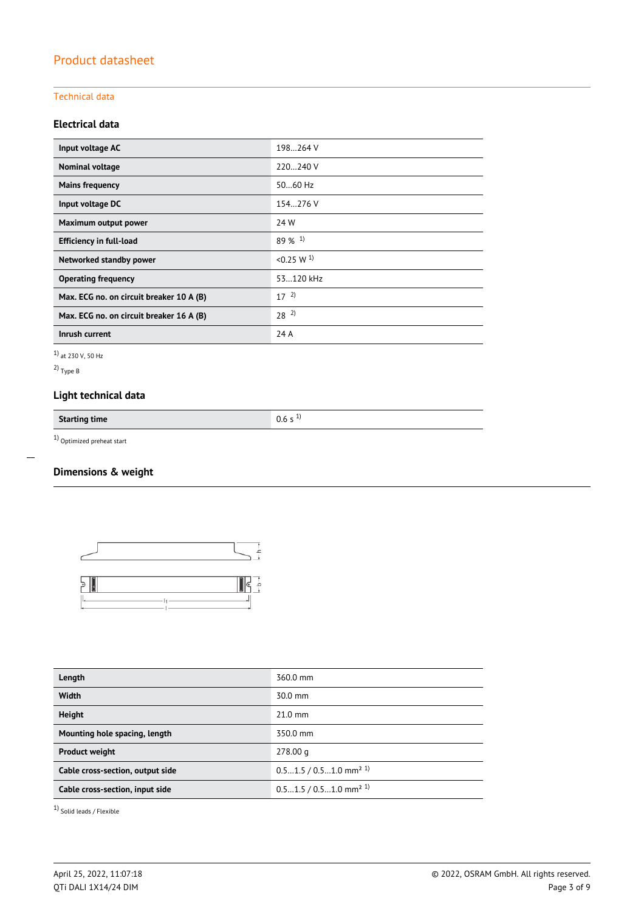## Product datasheet

### Technical data

#### Electrical data

| | |
|---|---|
| **Input voltage AC** | 198…264 V |
| **Nominal voltage** | 220…240 V |
| **Mains frequency** | 50…60 Hz |
| **Input voltage DC** | 154…276 V |
| **Maximum output power** | 24 W |
| **Efficiency in full-load** | 89 % [1] |
| **Networked standby power** | <0.25 W [1] |
| **Operating frequency** | 53…120 kHz |
| **Max. ECG no. on circuit breaker 10 A (B)** | 17 [2] |
| **Max. ECG no. on circuit breaker 16 A (B)** | 28 [2] |
| **Inrush current** | 24 A |

[1] at 230 V, 50 Hz

[2] Type B

#### Light technical data

| | |
|---|---|
| **Starting time** | 0.6 s [1] |

[1] Optimized preheat start

#### Dimensions & weight

| | |
|---|---|
| **Length** | 360.0 mm |
| **Width** | 30.0 mm |
| **Height** | 21.0 mm |
| **Mounting hole spacing, length** | 350.0 mm |
| **Product weight** | 278.00 g |
| **Cable cross-section, output side** | 0.5…1.5 / 0.5…1.0 mm² [1] |
| **Cable cross-section, input side** | 0.5…1.5 / 0.5…1.0 mm² [1] |

[1] Solid leads / Flexible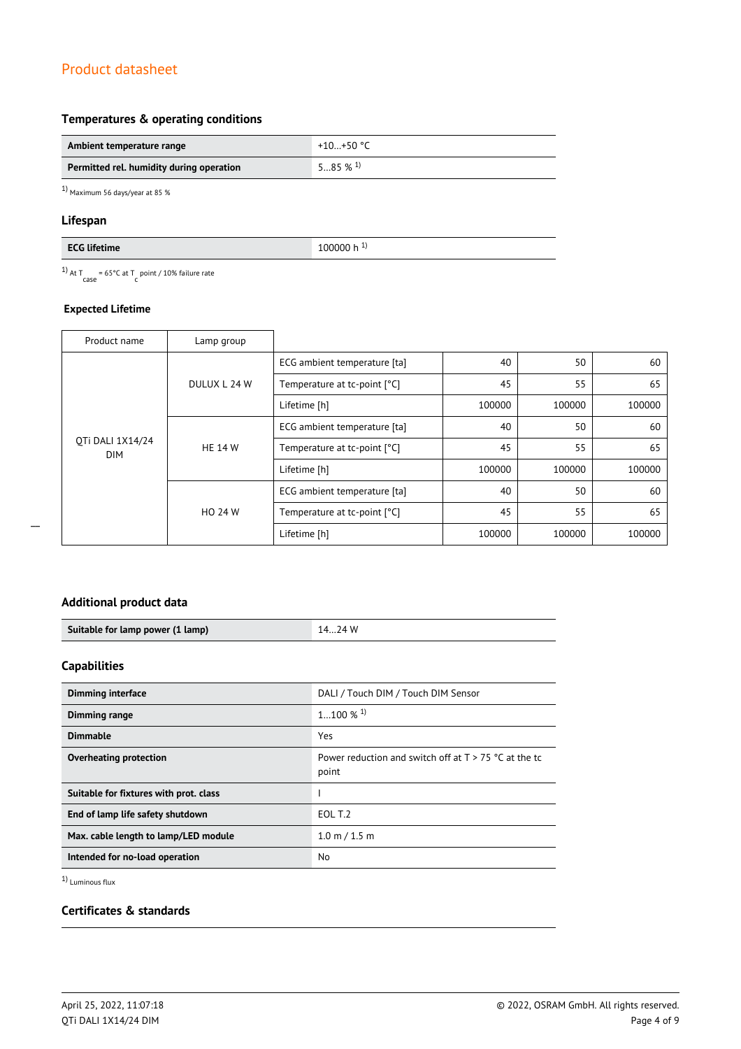## Temperatures & operating conditions

| Ambient temperature range | +10…+50 °C |
|---|---|
| Permitted rel. humidity during operation | 5…85 % [1] |

[1] Maximum 56 days/year at 85 %

## Lifespan

| ECG lifetime | 100000 h [1] |
|---|---|

[1] At $T_{case}$ = 65°C at $T_c$ point / 10% failure rate

### Expected Lifetime

| Product name | Lamp group | | | | |
|---|---|---|---|---|---|
| QTi DALI 1X14/24 DIM | DULUX L 24 W | ECG ambient temperature [ta] | 40 | 50 | 60 |
| | | Temperature at tc-point [°C] | 45 | 55 | 65 |
| | | Lifetime [h] | 100000 | 100000 | 100000 |
| | HE 14 W | ECG ambient temperature [ta] | 40 | 50 | 60 |
| | | Temperature at tc-point [°C] | 45 | 55 | 65 |
| | | Lifetime [h] | 100000 | 100000 | 100000 |
| | HO 24 W | ECG ambient temperature [ta] | 40 | 50 | 60 |
| | | Temperature at tc-point [°C] | 45 | 55 | 65 |
| | | Lifetime [h] | 100000 | 100000 | 100000 |

## Additional product data

| Suitable for lamp power (1 lamp) | 14…24 W |
|---|---|

## Capabilities

| Dimming interface | DALI / Touch DIM / Touch DIM Sensor |
|---|---|
| Dimming range | 1…100 % [1] |
| Dimmable | Yes |
| Overheating protection | Power reduction and switch off at T > 75 °C at the tc point |
| Suitable for fixtures with prot. class | I |
| End of lamp life safety shutdown | EOL T.2 |
| Max. cable length to lamp/LED module | 1.0 m / 1.5 m |
| Intended for no-load operation | No |

[1] Luminous flux

## Certificates & standards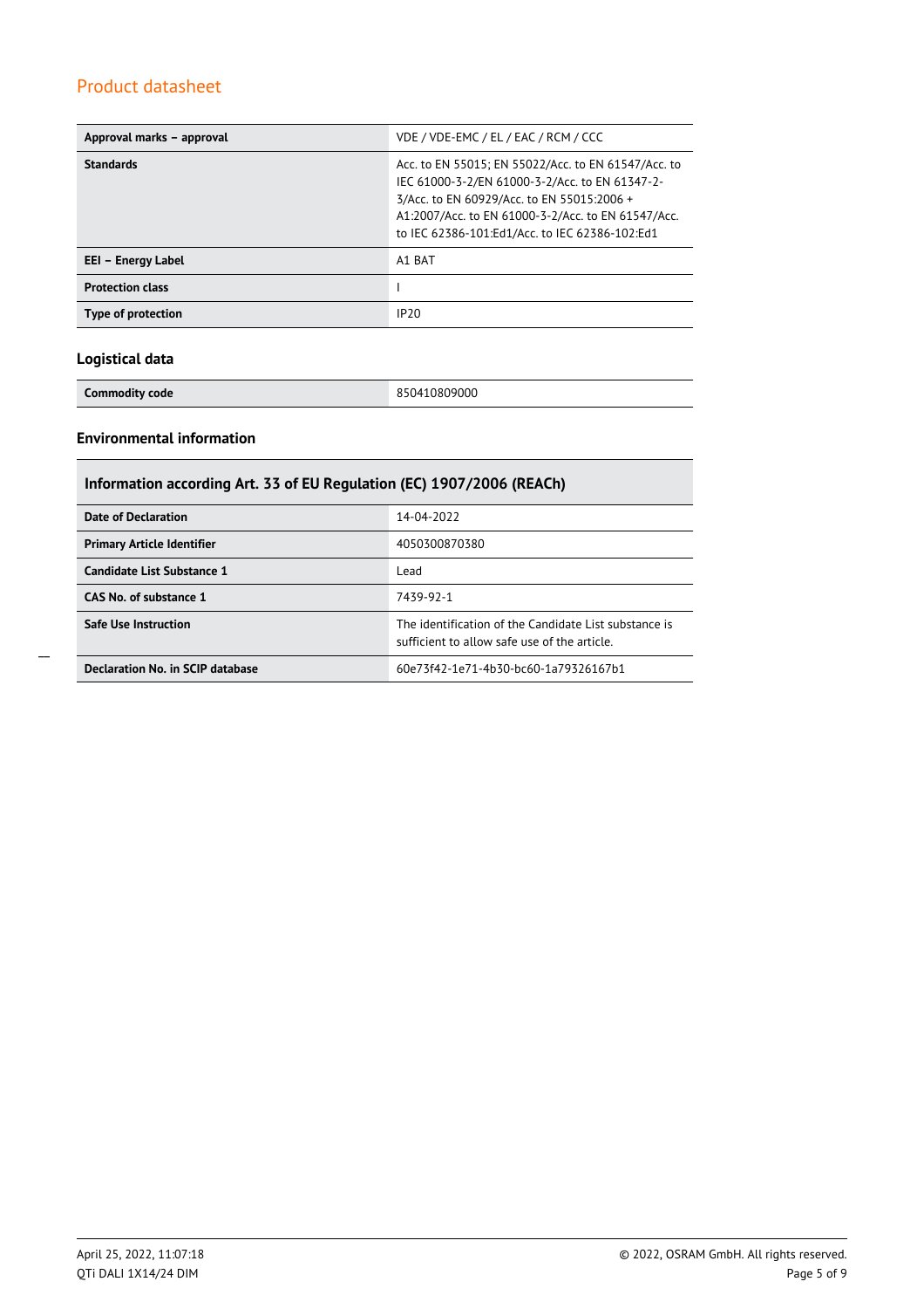| Approval marks – approval | VDE / VDE-EMC / EL / EAC / RCM / CCC |
|---|---|
| **Standards** | Acc. to EN 55015; EN 55022/Acc. to EN 61547/Acc. to IEC 61000-3-2/EN 61000-3-2/Acc. to EN 61347-2-3/Acc. to EN 60929/Acc. to EN 55015:2006 + A1:2007/Acc. to EN 61000-3-2/Acc. to EN 61547/Acc. to IEC 62386-101:Ed1/Acc. to IEC 62386-102:Ed1 |
| **EEI – Energy Label** | A1 BAT |
| **Protection class** | I |
| **Type of protection** | IP20 |

### Logistical data

| Commodity code | 850410809000 |
|---|---|

### Environmental information

| Information according Art. 33 of EU Regulation (EC) 1907/2006 (REACh) | |
|---|---|
| **Date of Declaration** | 14-04-2022 |
| **Primary Article Identifier** | 4050300870380 |
| **Candidate List Substance 1** | Lead |
| **CAS No. of substance 1** | 7439-92-1 |
| **Safe Use Instruction** | The identification of the Candidate List substance is sufficient to allow safe use of the article. |
| **Declaration No. in SCIP database** | 60e73f42-1e71-4b30-bc60-1a79326167b1 |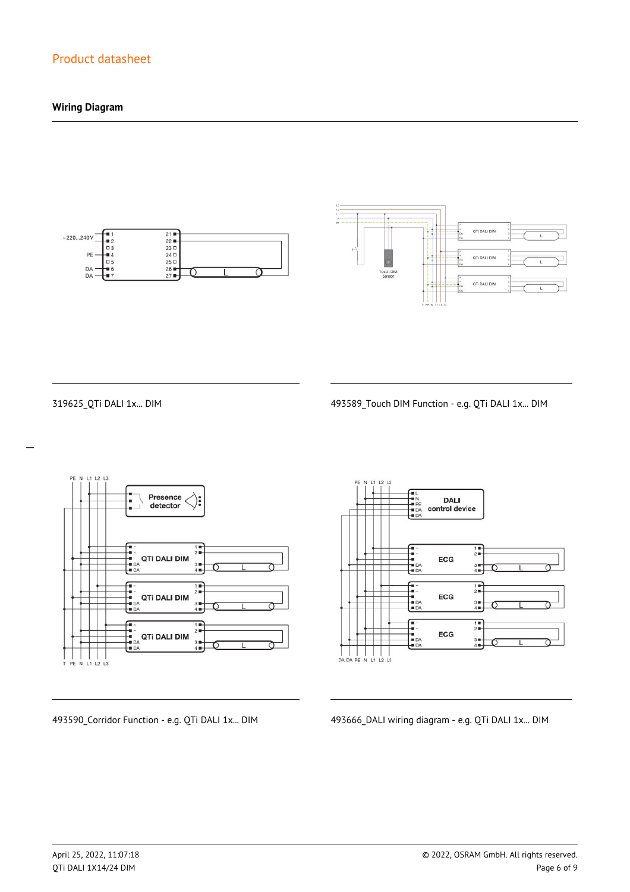## Wiring Diagram

319625_QTi DALI 1x... DIM

493589_Touch DIM Function - e.g. QTi DALI 1x... DIM

493590_Corridor Function - e.g. QTi DALI 1x... DIM

493666_DALI wiring diagram - e.g. QTi DALI 1x... DIM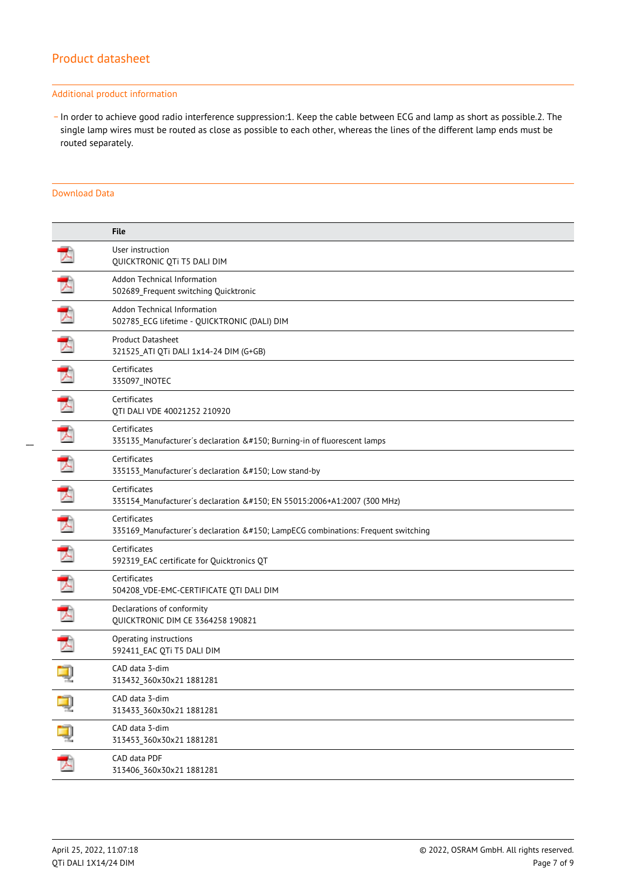## Additional product information

- In order to achieve good radio interference suppression:1. Keep the cable between ECG and lamp as short as possible.2. The single lamp wires must be routed as close as possible to each other, whereas the lines of the different lamp ends must be routed separately.

## Download Data

| | File |
|---|---|
| | User instruction<br>QUICKTRONIC QTi T5 DALI DIM |
| | Addon Technical Information<br>502689_Frequent switching Quicktronic |
| | Addon Technical Information<br>502785_ECG lifetime - QUICKTRONIC (DALI) DIM |
| | Product Datasheet<br>321525_ATI QTi DALI 1x14-24 DIM (G+GB) |
| | Certificates<br>335097_INOTEC |
| | Certificates<br>QTI DALI VDE 40021252 210920 |
| | Certificates<br>335135_Manufacturer´s declaration &#150; Burning-in of fluorescent lamps |
| | Certificates<br>335153_Manufacturer´s declaration &#150; Low stand-by |
| | Certificates<br>335154_Manufacturer´s declaration &#150; EN 55015:2006+A1:2007 (300 MHz) |
| | Certificates<br>335169_Manufacturer´s declaration &#150; LampECG combinations: Frequent switching |
| | Certificates<br>592319_EAC certificate for Quicktronics QT |
| | Certificates<br>504208_VDE-EMC-CERTIFICATE QTI DALI DIM |
| | Declarations of conformity<br>QUICKTRONIC DIM CE 3364258 190821 |
| | Operating instructions<br>592411_EAC QTi T5 DALI DIM |
| | CAD data 3-dim<br>313432_360x30x21 1881281 |
| | CAD data 3-dim<br>313433_360x30x21 1881281 |
| | CAD data 3-dim<br>313453_360x30x21 1881281 |
| | CAD data PDF<br>313406_360x30x21 1881281 |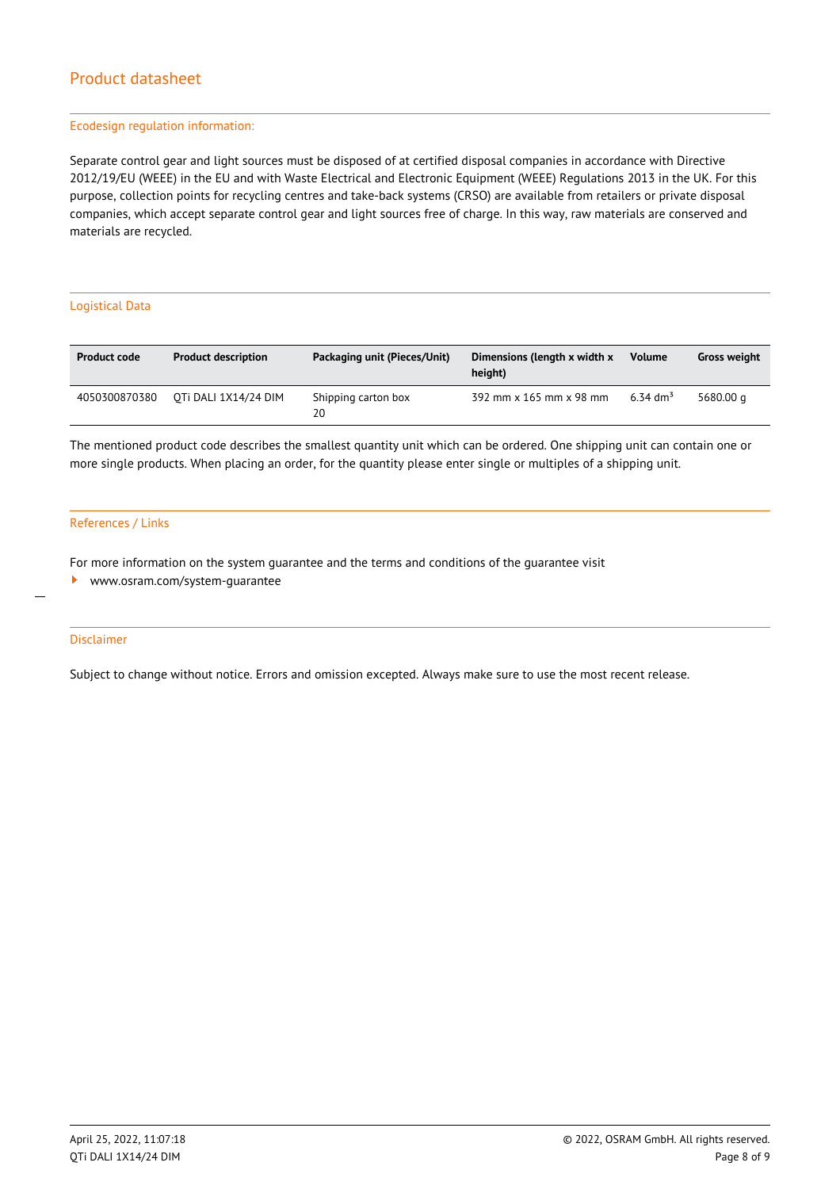## Ecodesign regulation information:

Separate control gear and light sources must be disposed of at certified disposal companies in accordance with Directive 2012/19/EU (WEEE) in the EU and with Waste Electrical and Electronic Equipment (WEEE) Regulations 2013 in the UK. For this purpose, collection points for recycling centres and take-back systems (CRSO) are available from retailers or private disposal companies, which accept separate control gear and light sources free of charge. In this way, raw materials are conserved and materials are recycled.

## Logistical Data

| Product code | Product description | Packaging unit (Pieces/Unit) | Dimensions (length x width x height) | Volume | Gross weight |
|---|---|---|---|---|---|
| 4050300870380 | QTi DALI 1X14/24 DIM | Shipping carton box 20 | 392 mm x 165 mm x 98 mm | 6.34 $dm^3$ | 5680.00 g |

The mentioned product code describes the smallest quantity unit which can be ordered. One shipping unit can contain one or more single products. When placing an order, for the quantity please enter single or multiples of a shipping unit.

## References / Links

For more information on the system guarantee and the terms and conditions of the guarantee visit

- www.osram.com/system-guarantee

## Disclaimer

Subject to change without notice. Errors and omission excepted. Always make sure to use the most recent release.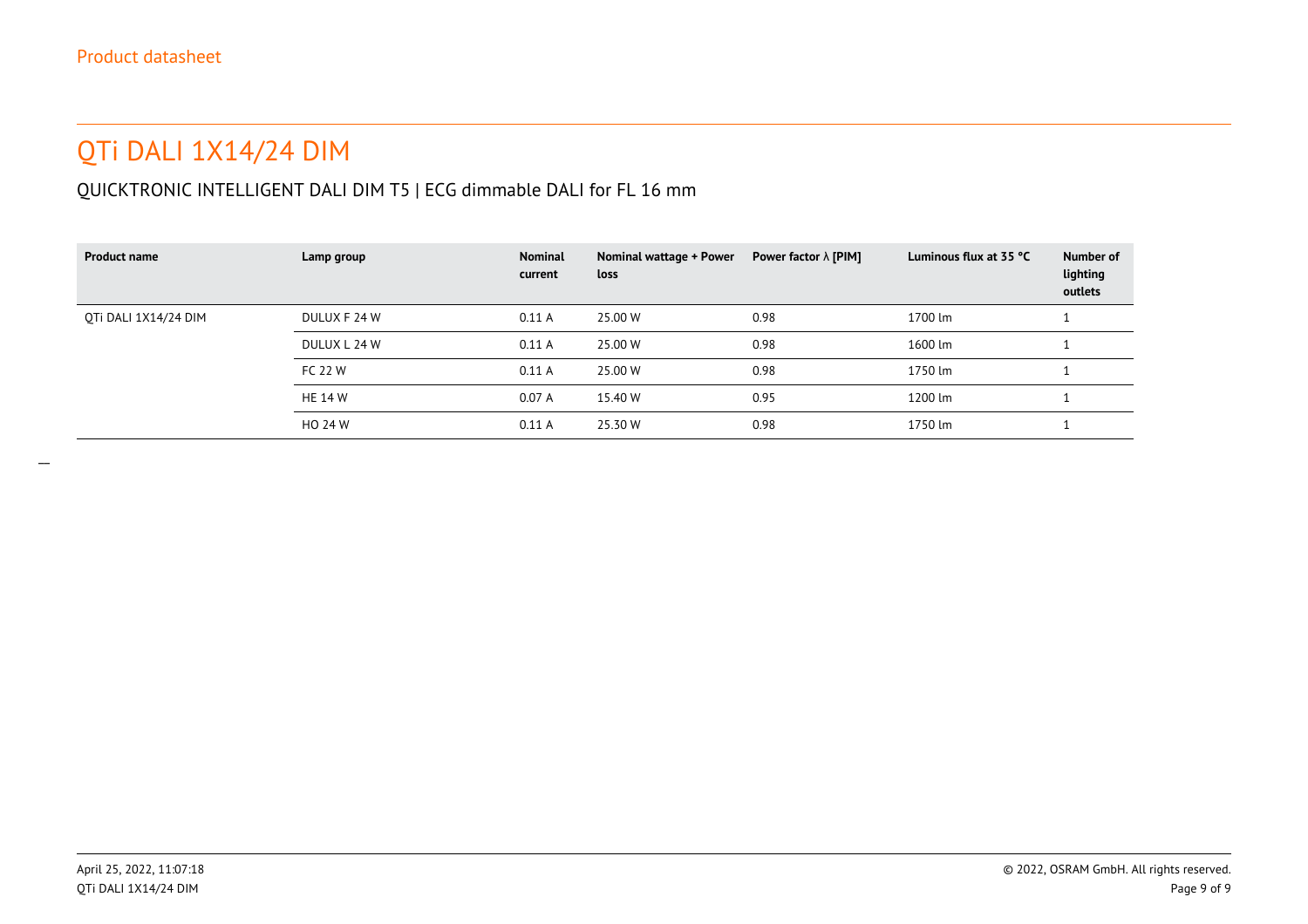# QTi DALI 1X14/24 DIM

## QUICKTRONIC INTELLIGENT DALI DIM T5 | ECG dimmable DALI for FL 16 mm

| Product name | Lamp group | Nominal current | Nominal wattage + Power loss | Power factor λ [PIM] | Luminous flux at 35 °C | Number of lighting outlets |
|---|---|---|---|---|---|---|
| QTi DALI 1X14/24 DIM | DULUX F 24 W | 0.11 A | 25.00 W | 0.98 | 1700 lm | 1 |
| | DULUX L 24 W | 0.11 A | 25.00 W | 0.98 | 1600 lm | 1 |
| | FC 22 W | 0.11 A | 25.00 W | 0.98 | 1750 lm | 1 |
| | HE 14 W | 0.07 A | 15.40 W | 0.95 | 1200 lm | 1 |
| | HO 24 W | 0.11 A | 25.30 W | 0.98 | 1750 lm | 1 |